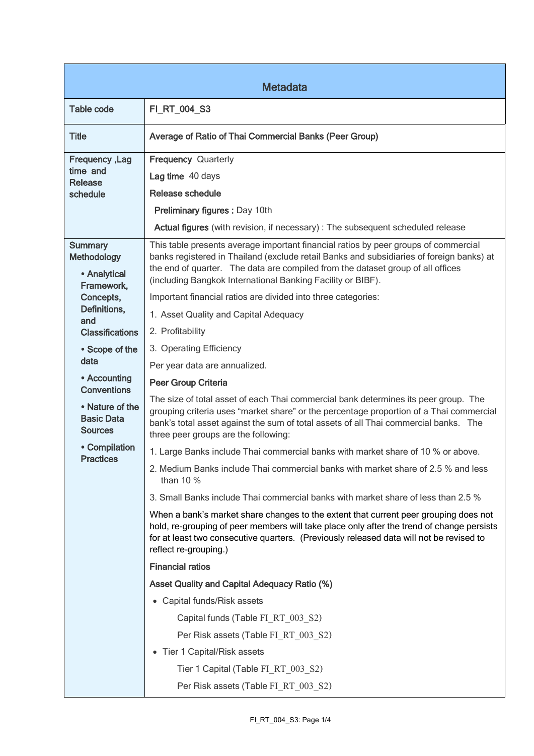| Metadata | |
|---|---|
| Table code | FI_RT_004_S3 |
| Title | Average of Ratio of Thai Commercial Banks (Peer Group) |
| Frequency ,Lag time and Release schedule | **Frequency** Quarterly<br>**Lag time** 40 days<br>**Release schedule**<br>**Preliminary figures :** Day 10th<br>**Actual figures** (with revision, if necessary) : The subsequent scheduled release |
| Summary Methodology<br>• Analytical Framework, Concepts, Definitions, and Classifications<br>• Scope of the data<br>• Accounting Conventions<br>• Nature of the Basic Data Sources<br>• Compilation Practices | This table presents average important financial ratios by peer groups of commercial banks registered in Thailand (exclude retail Banks and subsidiaries of foreign banks) at the end of quarter. The data are compiled from the dataset group of all offices (including Bangkok International Banking Facility or BIBF).<br>Important financial ratios are divided into three categories:<br>1. Asset Quality and Capital Adequacy<br>2. Profitability<br>3. Operating Efficiency<br>Per year data are annualized.<br>**Peer Group Criteria**<br>The size of total asset of each Thai commercial bank determines its peer group. The grouping criteria uses "market share" or the percentage proportion of a Thai commercial bank's total asset against the sum of total assets of all Thai commercial banks. The three peer groups are the following:<br>1. Large Banks include Thai commercial banks with market share of 10 % or above.<br>2. Medium Banks include Thai commercial banks with market share of 2.5 % and less than 10 %<br>3. Small Banks include Thai commercial banks with market share of less than 2.5 %<br>When a bank's market share changes to the extent that current peer grouping does not hold, re-grouping of peer members will take place only after the trend of change persists for at least two consecutive quarters. (Previously released data will not be revised to reflect re-grouping.)<br>**Financial ratios**<br>**Asset Quality and Capital Adequacy Ratio (%)**<br>• Capital funds/Risk assets<br>Capital funds (Table FI_RT_003_S2)<br>Per Risk assets (Table FI_RT_003_S2)<br>• Tier 1 Capital/Risk assets<br>Tier 1 Capital (Table FI_RT_003_S2)<br>Per Risk assets (Table FI_RT_003_S2) |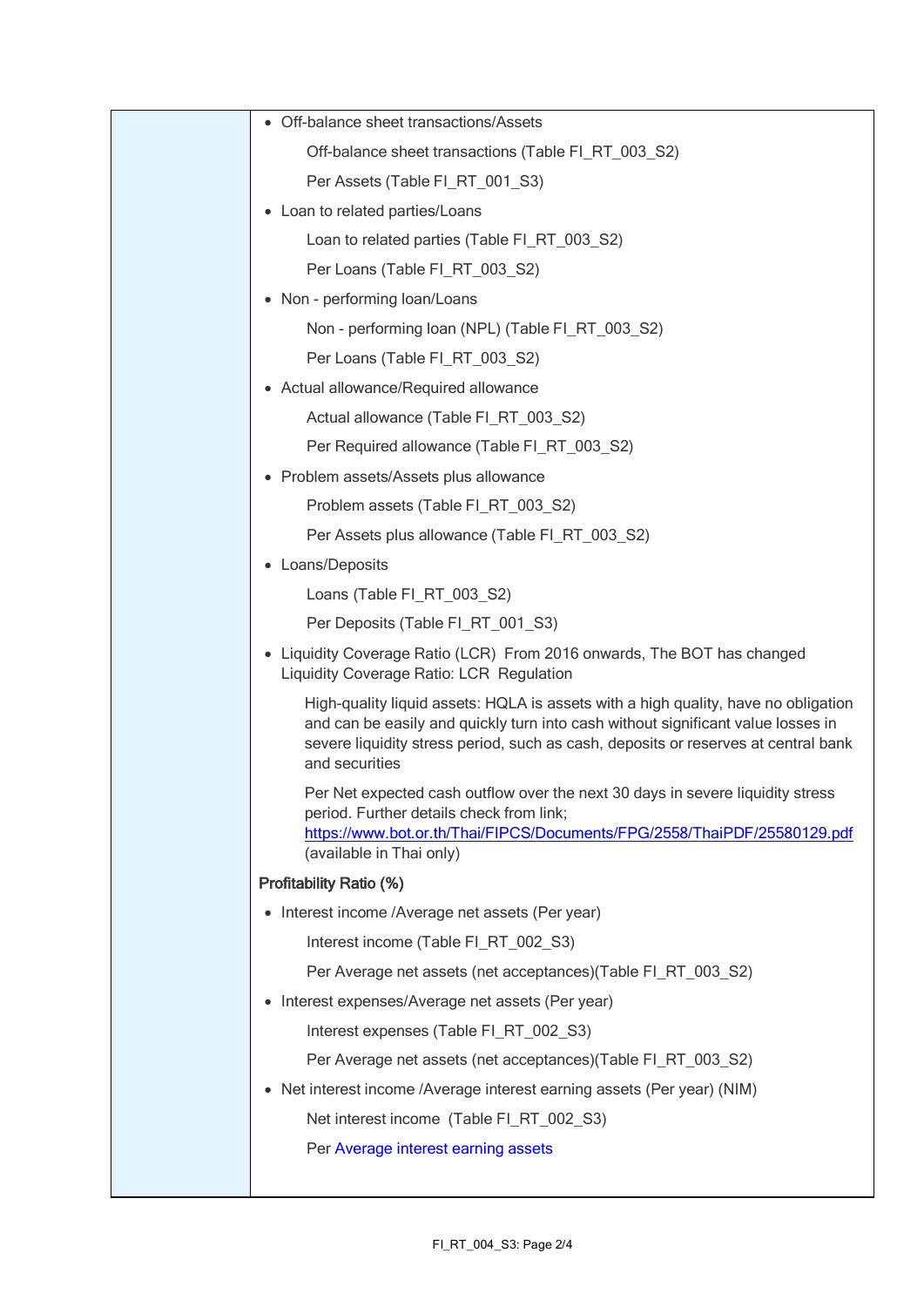- Off-balance sheet transactions/Assets

  Off-balance sheet transactions (Table FI_RT_003_S2)

  Per Assets (Table FI_RT_001_S3)

- Loan to related parties/Loans

  Loan to related parties (Table FI_RT_003_S2)

  Per Loans (Table FI_RT_003_S2)

- Non - performing loan/Loans

  Non - performing loan (NPL) (Table FI_RT_003_S2)

  Per Loans (Table FI_RT_003_S2)

- Actual allowance/Required allowance

  Actual allowance (Table FI_RT_003_S2)

  Per Required allowance (Table FI_RT_003_S2)

- Problem assets/Assets plus allowance

  Problem assets (Table FI_RT_003_S2)

  Per Assets plus allowance (Table FI_RT_003_S2)

- Loans/Deposits

  Loans (Table FI_RT_003_S2)

  Per Deposits (Table FI_RT_001_S3)

- Liquidity Coverage Ratio (LCR) From 2016 onwards, The BOT has changed Liquidity Coverage Ratio: LCR Regulation

  High-quality liquid assets: HQLA is assets with a high quality, have no obligation and can be easily and quickly turn into cash without significant value losses in severe liquidity stress period, such as cash, deposits or reserves at central bank and securities

  Per Net expected cash outflow over the next 30 days in severe liquidity stress period. Further details check from link; https://www.bot.or.th/Thai/FIPCS/Documents/FPG/2558/ThaiPDF/25580129.pdf (available in Thai only)

**Profitability Ratio (%)**

- Interest income /Average net assets (Per year)

  Interest income (Table FI_RT_002_S3)

  Per Average net assets (net acceptances)(Table FI_RT_003_S2)

- Interest expenses/Average net assets (Per year)

  Interest expenses (Table FI_RT_002_S3)

  Per Average net assets (net acceptances)(Table FI_RT_003_S2)

- Net interest income /Average interest earning assets (Per year) (NIM)

  Net interest income (Table FI_RT_002_S3)

  Per Average interest earning assets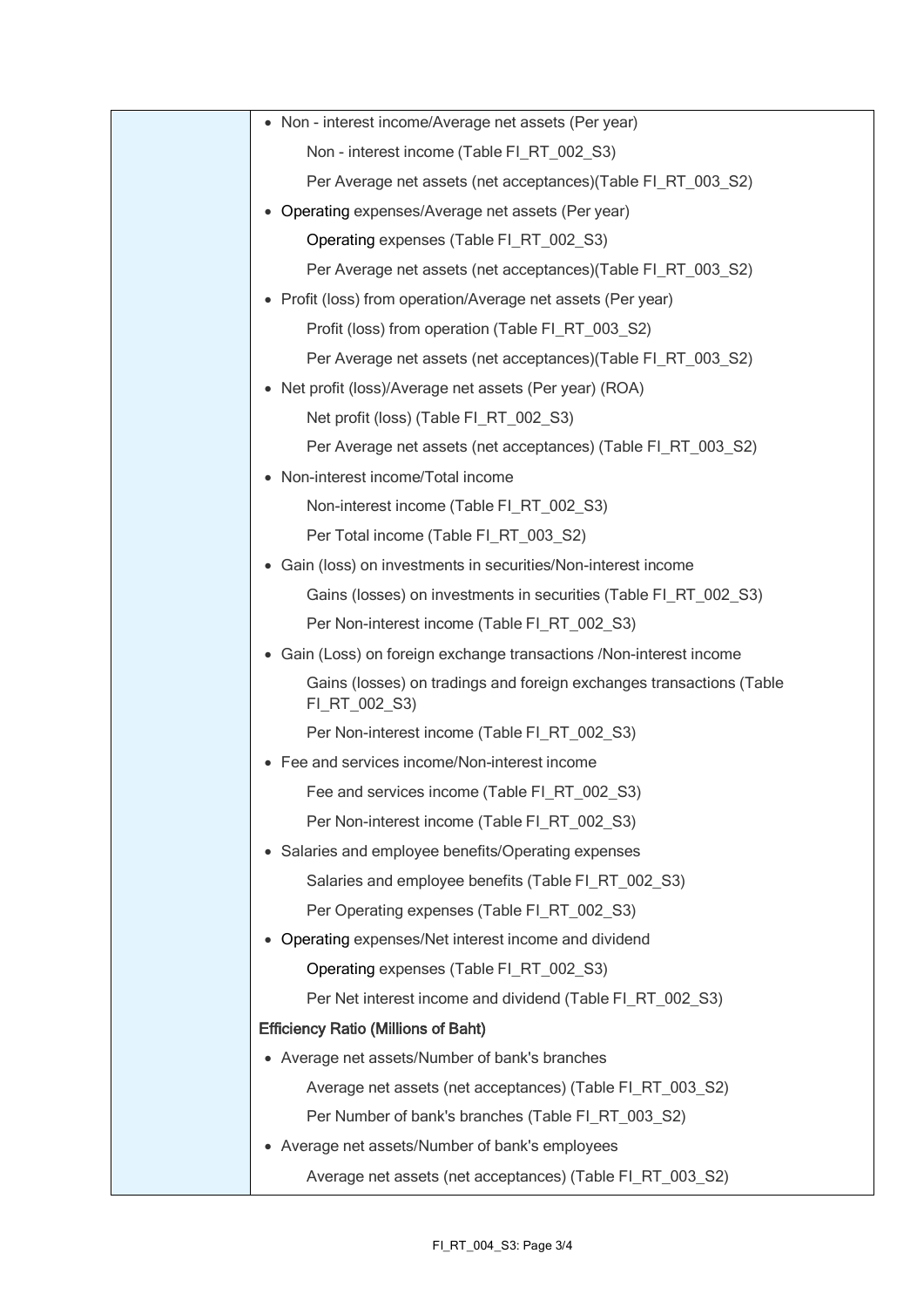| | |
|---|---|
| | • Non - interest income/Average net assets (Per year)<br>Non - interest income (Table FI_RT_002_S3)<br>Per Average net assets (net acceptances)(Table FI_RT_003_S2)<br>• Operating expenses/Average net assets (Per year)<br>Operating expenses (Table FI_RT_002_S3)<br>Per Average net assets (net acceptances)(Table FI_RT_003_S2)<br>• Profit (loss) from operation/Average net assets (Per year)<br>Profit (loss) from operation (Table FI_RT_003_S2)<br>Per Average net assets (net acceptances)(Table FI_RT_003_S2)<br>• Net profit (loss)/Average net assets (Per year) (ROA)<br>Net profit (loss) (Table FI_RT_002_S3)<br>Per Average net assets (net acceptances) (Table FI_RT_003_S2)<br>• Non-interest income/Total income<br>Non-interest income (Table FI_RT_002_S3)<br>Per Total income (Table FI_RT_003_S2)<br>• Gain (loss) on investments in securities/Non-interest income<br>Gains (losses) on investments in securities (Table FI_RT_002_S3)<br>Per Non-interest income (Table FI_RT_002_S3)<br>• Gain (Loss) on foreign exchange transactions /Non-interest income<br>Gains (losses) on tradings and foreign exchanges transactions (Table FI_RT_002_S3)<br>Per Non-interest income (Table FI_RT_002_S3)<br>• Fee and services income/Non-interest income<br>Fee and services income (Table FI_RT_002_S3)<br>Per Non-interest income (Table FI_RT_002_S3)<br>• Salaries and employee benefits/Operating expenses<br>Salaries and employee benefits (Table FI_RT_002_S3)<br>Per Operating expenses (Table FI_RT_002_S3)<br>• Operating expenses/Net interest income and dividend<br>Operating expenses (Table FI_RT_002_S3)<br>Per Net interest income and dividend (Table FI_RT_002_S3)<br>**Efficiency Ratio (Millions of Baht)**<br>• Average net assets/Number of bank's branches<br>Average net assets (net acceptances) (Table FI_RT_003_S2)<br>Per Number of bank's branches (Table FI_RT_003_S2)<br>• Average net assets/Number of bank's employees<br>Average net assets (net acceptances) (Table FI_RT_003_S2) |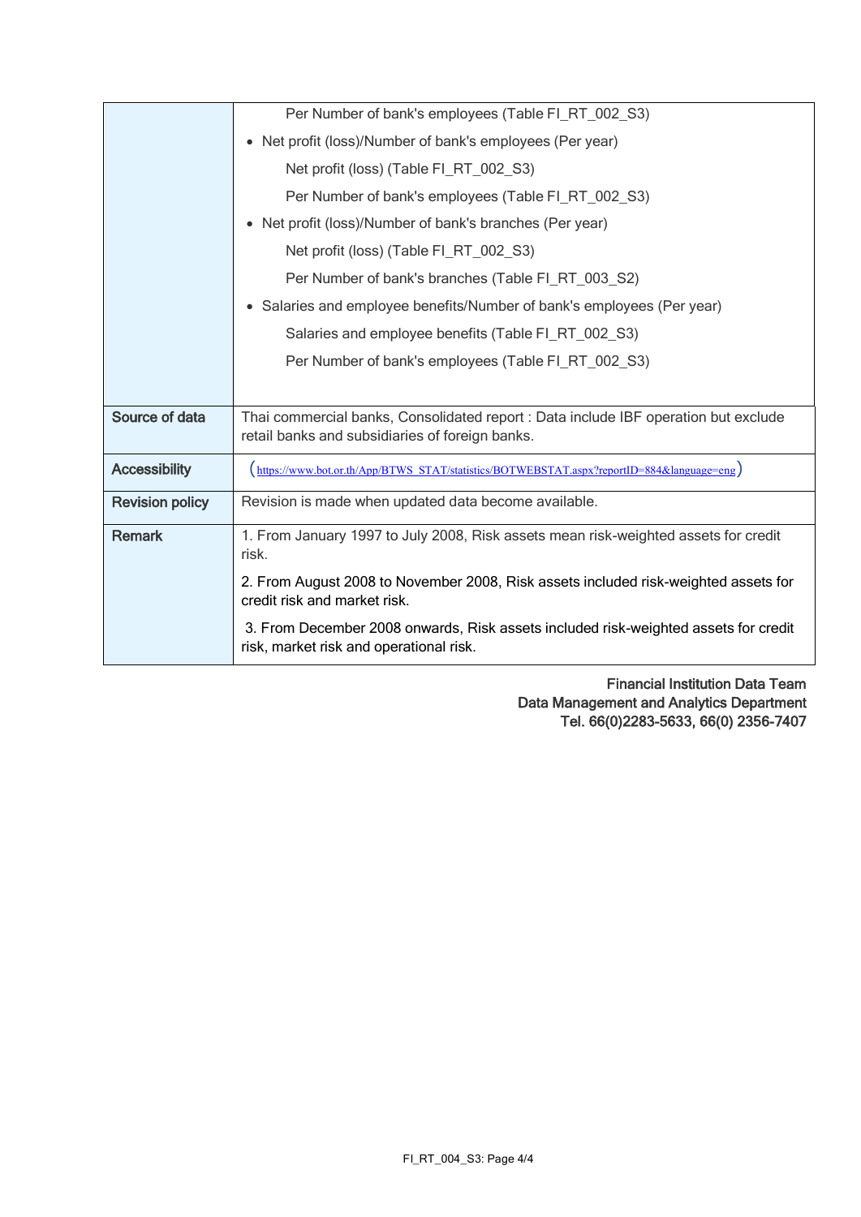| | |
|---|---|
| | Per Number of bank's employees (Table FI_RT_002_S3)<br>• Net profit (loss)/Number of bank's employees (Per year)<br>Net profit (loss) (Table FI_RT_002_S3)<br>Per Number of bank's employees (Table FI_RT_002_S3)<br>• Net profit (loss)/Number of bank's branches (Per year)<br>Net profit (loss) (Table FI_RT_002_S3)<br>Per Number of bank's branches (Table FI_RT_003_S2)<br>• Salaries and employee benefits/Number of bank's employees (Per year)<br>Salaries and employee benefits (Table FI_RT_002_S3)<br>Per Number of bank's employees (Table FI_RT_002_S3) |
| **Source of data** | Thai commercial banks, Consolidated report : Data include IBF operation but exclude retail banks and subsidiaries of foreign banks. |
| **Accessibility** | (https://www.bot.or.th/App/BTWS_STAT/statistics/BOTWEBSTAT.aspx?reportID=884&language=eng) |
| **Revision policy** | Revision is made when updated data become available. |
| **Remark** | 1. From January 1997 to July 2008, Risk assets mean risk-weighted assets for credit risk.<br>2. From August 2008 to November 2008, Risk assets included risk-weighted assets for credit risk and market risk.<br>3. From December 2008 onwards, Risk assets included risk-weighted assets for credit risk, market risk and operational risk. |

**Financial Institution Data Team**
**Data Management and Analytics Department**
**Tel. 66(0)2283-5633, 66(0) 2356-7407**